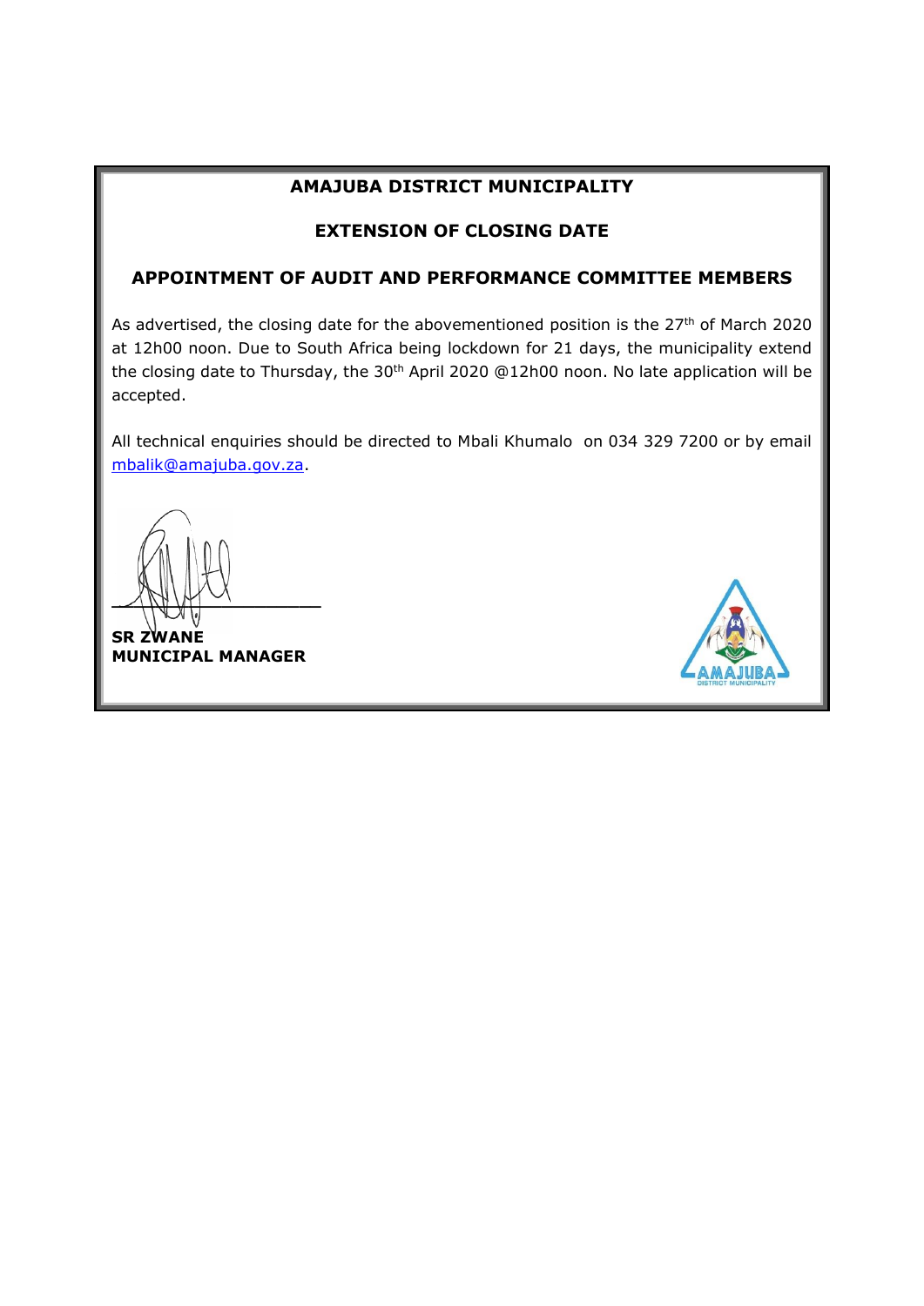# AMAJUBA DISTRICT MUNICIPALITY

## EXTENSION OF CLOSING DATE

## APPOINTMENT OF AUDIT AND PERFORMANCE COMMITTEE MEMBERS

As advertised, the closing date for the abovementioned position is the 27th of March 2020 at 12h00 noon. Due to South Africa being lockdown for 21 days, the municipality extend the closing date to Thursday, the 30th April 2020 @12h00 noon. No late application will be accepted.

All technical enquiries should be directed to Mbali Khumalo on 034 329 7200 or by email mbalik@amajuba.gov.za.

_____________________

**SR ZWANE**
**MUNICIPAL MANAGER**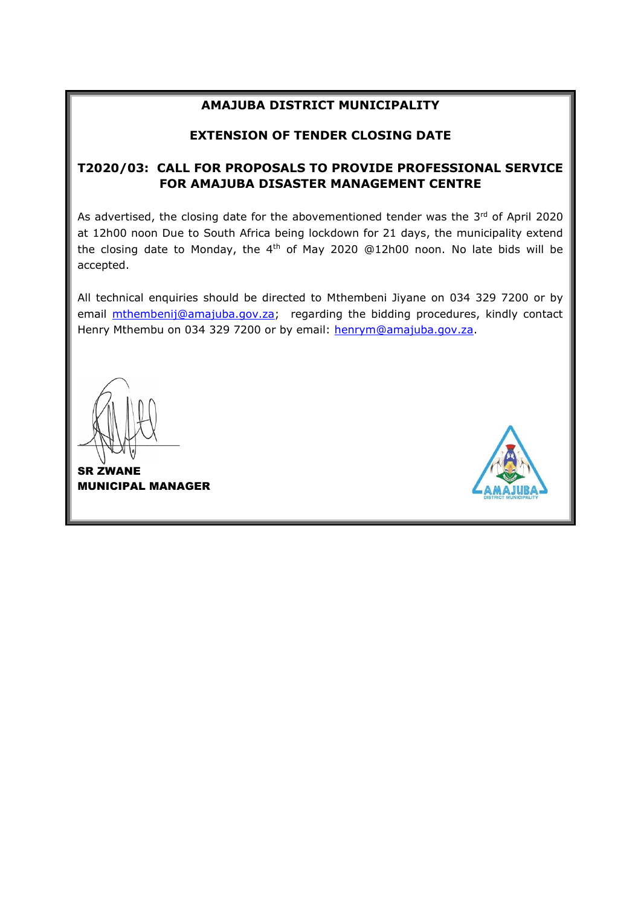# AMAJUBA DISTRICT MUNICIPALITY

## EXTENSION OF TENDER CLOSING DATE

## T2020/03: CALL FOR PROPOSALS TO PROVIDE PROFESSIONAL SERVICE FOR AMAJUBA DISASTER MANAGEMENT CENTRE

As advertised, the closing date for the abovementioned tender was the 3rd of April 2020 at 12h00 noon Due to South Africa being lockdown for 21 days, the municipality extend the closing date to Monday, the 4th of May 2020 @12h00 noon. No late bids will be accepted.

All technical enquiries should be directed to Mthembeni Jiyane on 034 329 7200 or by email mthembenij@amajuba.gov.za; regarding the bidding procedures, kindly contact Henry Mthembu on 034 329 7200 or by email: henrym@amajuba.gov.za.

**SR ZWANE**
**MUNICIPAL MANAGER**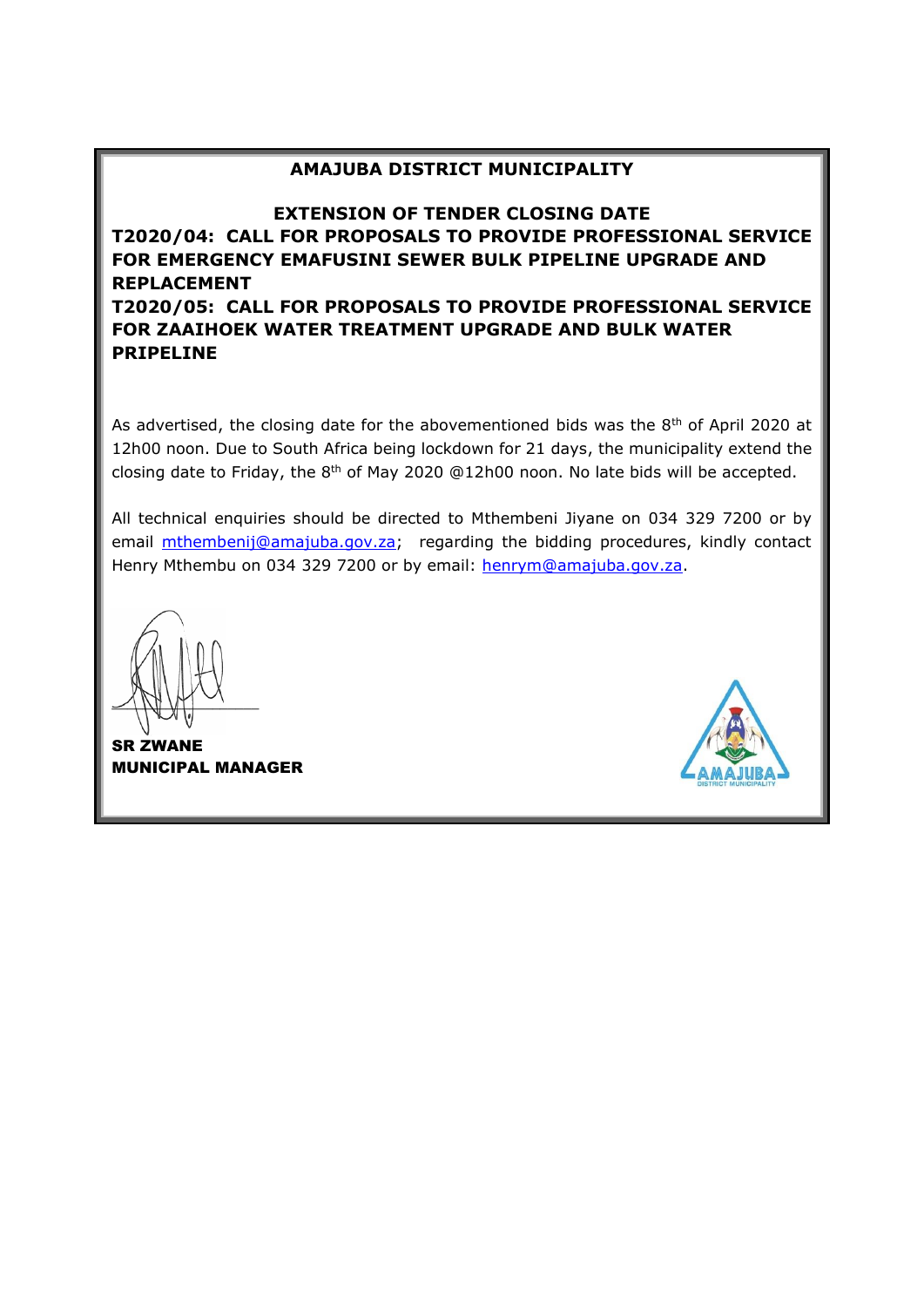## AMAJUBA DISTRICT MUNICIPALITY

### EXTENSION OF TENDER CLOSING DATE

**T2020/04: CALL FOR PROPOSALS TO PROVIDE PROFESSIONAL SERVICE FOR EMERGENCY EMAFUSINI SEWER BULK PIPELINE UPGRADE AND REPLACEMENT**

**T2020/05: CALL FOR PROPOSALS TO PROVIDE PROFESSIONAL SERVICE FOR ZAAIHOEK WATER TREATMENT UPGRADE AND BULK WATER PRIPELINE**

As advertised, the closing date for the abovementioned bids was the 8th of April 2020 at 12h00 noon. Due to South Africa being lockdown for 21 days, the municipality extend the closing date to Friday, the 8th of May 2020 @12h00 noon. No late bids will be accepted.

All technical enquiries should be directed to Mthembeni Jiyane on 034 329 7200 or by email mthembenij@amajuba.gov.za; regarding the bidding procedures, kindly contact Henry Mthembu on 034 329 7200 or by email: henrym@amajuba.gov.za.

**SR ZWANE**
**MUNICIPAL MANAGER**

AMAJUBA DISTRICT MUNICIPALITY